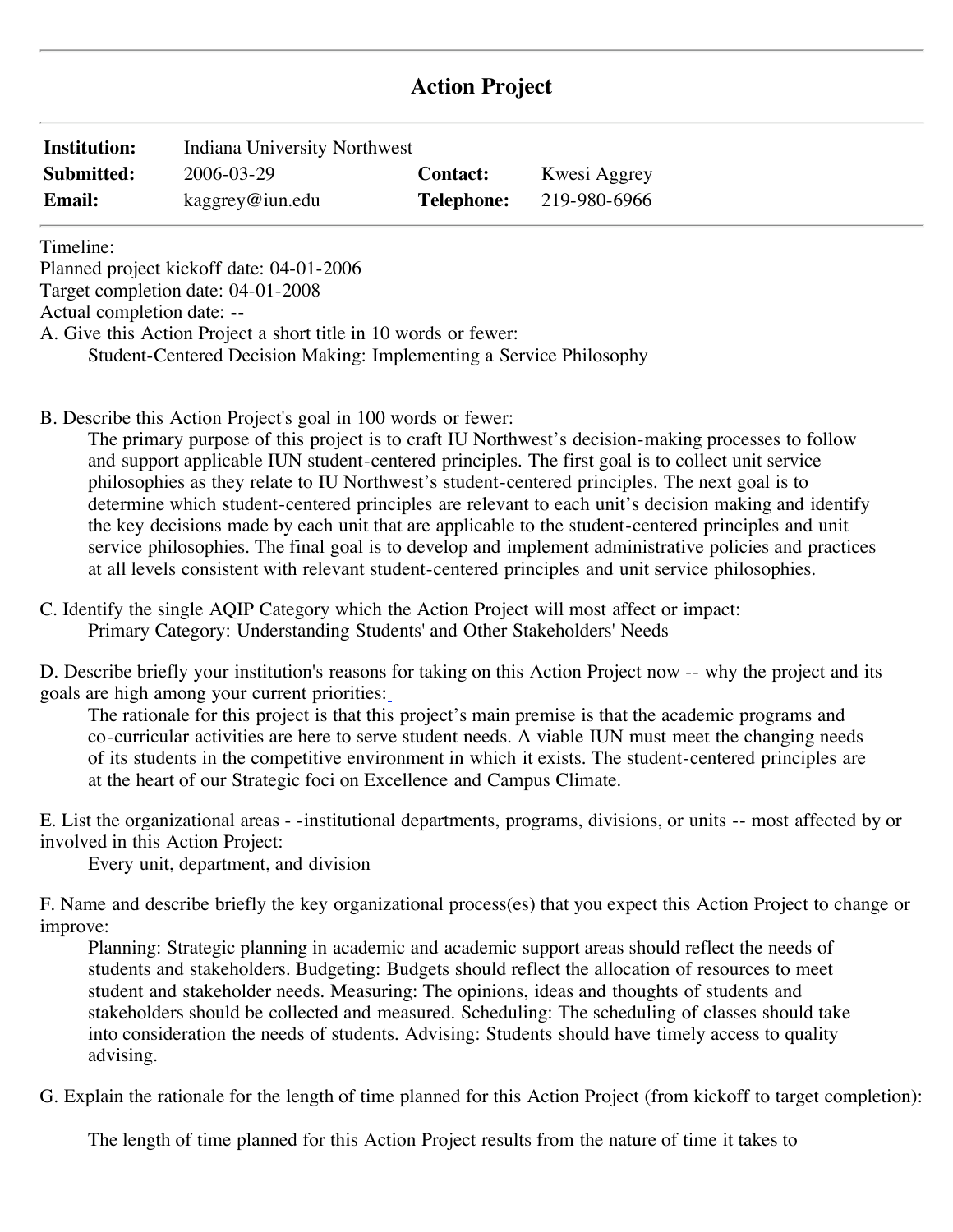# Action Project

| | | | |
|---|---|---|---|
| **Institution:** | Indiana University Northwest | | |
| **Submitted:** | 2006-03-29 | **Contact:** | Kwesi Aggrey |
| **Email:** | kaggrey@iun.edu | **Telephone:** | 219-980-6966 |

Timeline:
Planned project kickoff date: 04-01-2006
Target completion date: 04-01-2008
Actual completion date: --

A. Give this Action Project a short title in 10 words or fewer:

Student-Centered Decision Making: Implementing a Service Philosophy

B. Describe this Action Project's goal in 100 words or fewer:

The primary purpose of this project is to craft IU Northwest's decision-making processes to follow and support applicable IUN student-centered principles. The first goal is to collect unit service philosophies as they relate to IU Northwest's student-centered principles. The next goal is to determine which student-centered principles are relevant to each unit's decision making and identify the key decisions made by each unit that are applicable to the student-centered principles and unit service philosophies. The final goal is to develop and implement administrative policies and practices at all levels consistent with relevant student-centered principles and unit service philosophies.

C. Identify the single AQIP Category which the Action Project will most affect or impact:

Primary Category: Understanding Students' and Other Stakeholders' Needs

D. Describe briefly your institution's reasons for taking on this Action Project now -- why the project and its goals are high among your current priorities:

The rationale for this project is that this project's main premise is that the academic programs and co-curricular activities are here to serve student needs. A viable IUN must meet the changing needs of its students in the competitive environment in which it exists. The student-centered principles are at the heart of our Strategic foci on Excellence and Campus Climate.

E. List the organizational areas - -institutional departments, programs, divisions, or units -- most affected by or involved in this Action Project:

Every unit, department, and division

F. Name and describe briefly the key organizational process(es) that you expect this Action Project to change or improve:

Planning: Strategic planning in academic and academic support areas should reflect the needs of students and stakeholders. Budgeting: Budgets should reflect the allocation of resources to meet student and stakeholder needs. Measuring: The opinions, ideas and thoughts of students and stakeholders should be collected and measured. Scheduling: The scheduling of classes should take into consideration the needs of students. Advising: Students should have timely access to quality advising.

G. Explain the rationale for the length of time planned for this Action Project (from kickoff to target completion):

The length of time planned for this Action Project results from the nature of time it takes to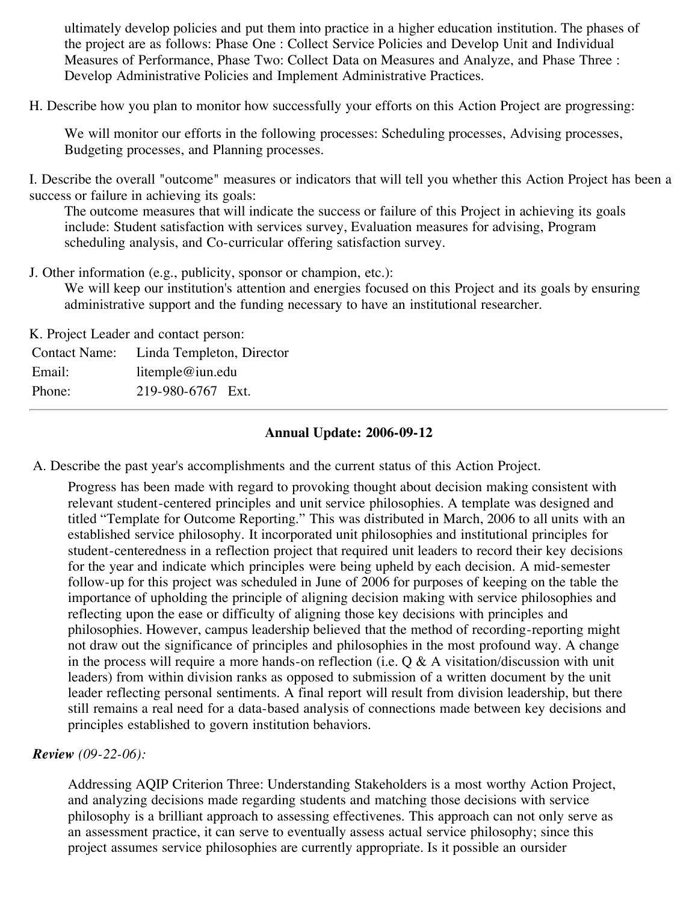ultimately develop policies and put them into practice in a higher education institution. The phases of the project are as follows: Phase One : Collect Service Policies and Develop Unit and Individual Measures of Performance, Phase Two: Collect Data on Measures and Analyze, and Phase Three : Develop Administrative Policies and Implement Administrative Practices.

H. Describe how you plan to monitor how successfully your efforts on this Action Project are progressing:

We will monitor our efforts in the following processes: Scheduling processes, Advising processes, Budgeting processes, and Planning processes.

I. Describe the overall "outcome" measures or indicators that will tell you whether this Action Project has been a success or failure in achieving its goals:

The outcome measures that will indicate the success or failure of this Project in achieving its goals include: Student satisfaction with services survey, Evaluation measures for advising, Program scheduling analysis, and Co-curricular offering satisfaction survey.

J. Other information (e.g., publicity, sponsor or champion, etc.):

We will keep our institution's attention and energies focused on this Project and its goals by ensuring administrative support and the funding necessary to have an institutional researcher.

K. Project Leader and contact person:

| | |
|---|---|
| Contact Name: | Linda Templeton, Director |
| Email: | litemple@iun.edu |
| Phone: | 219-980-6767 Ext. |

---

**Annual Update: 2006-09-12**

A. Describe the past year's accomplishments and the current status of this Action Project.

Progress has been made with regard to provoking thought about decision making consistent with relevant student-centered principles and unit service philosophies. A template was designed and titled "Template for Outcome Reporting." This was distributed in March, 2006 to all units with an established service philosophy. It incorporated unit philosophies and institutional principles for student-centeredness in a reflection project that required unit leaders to record their key decisions for the year and indicate which principles were being upheld by each decision. A mid-semester follow-up for this project was scheduled in June of 2006 for purposes of keeping on the table the importance of upholding the principle of aligning decision making with service philosophies and reflecting upon the ease or difficulty of aligning those key decisions with principles and philosophies. However, campus leadership believed that the method of recording-reporting might not draw out the significance of principles and philosophies in the most profound way. A change in the process will require a more hands-on reflection (i.e. Q & A visitation/discussion with unit leaders) from within division ranks as opposed to submission of a written document by the unit leader reflecting personal sentiments. A final report will result from division leadership, but there still remains a real need for a data-based analysis of connections made between key decisions and principles established to govern institution behaviors.

***Review*** *(09-22-06):*

Addressing AQIP Criterion Three: Understanding Stakeholders is a most worthy Action Project, and analyzing decisions made regarding students and matching those decisions with service philosophy is a brilliant approach to assessing effectivenes. This approach can not only serve as an assessment practice, it can serve to eventually assess actual service philosophy; since this project assumes service philosophies are currently appropriate. Is it possible an oursider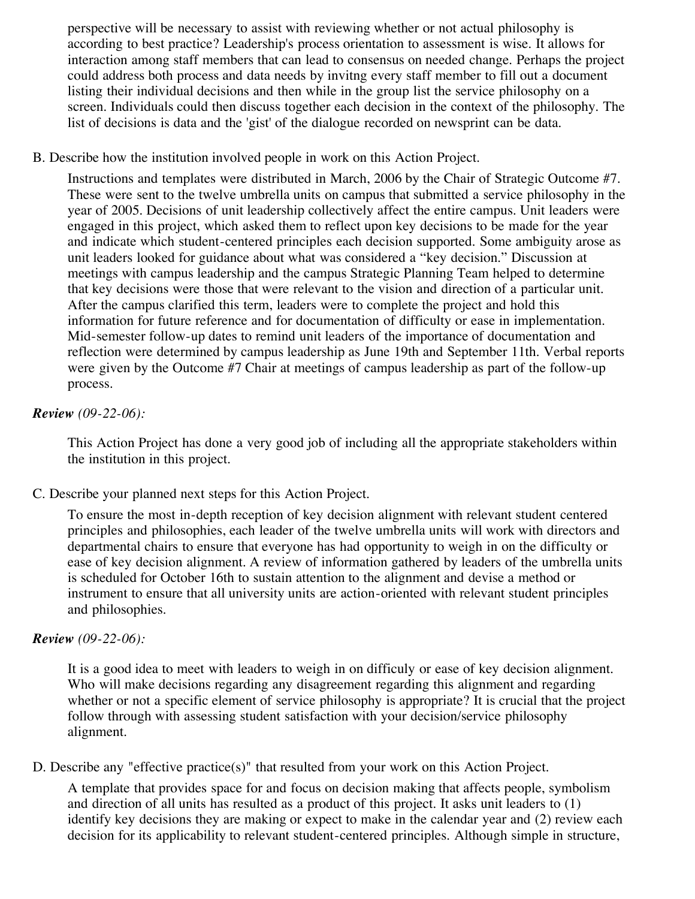perspective will be necessary to assist with reviewing whether or not actual philosophy is according to best practice? Leadership's process orientation to assessment is wise. It allows for interaction among staff members that can lead to consensus on needed change. Perhaps the project could address both process and data needs by invitng every staff member to fill out a document listing their individual decisions and then while in the group list the service philosophy on a screen. Individuals could then discuss together each decision in the context of the philosophy. The list of decisions is data and the 'gist' of the dialogue recorded on newsprint can be data.

B. Describe how the institution involved people in work on this Action Project.

Instructions and templates were distributed in March, 2006 by the Chair of Strategic Outcome #7. These were sent to the twelve umbrella units on campus that submitted a service philosophy in the year of 2005. Decisions of unit leadership collectively affect the entire campus. Unit leaders were engaged in this project, which asked them to reflect upon key decisions to be made for the year and indicate which student-centered principles each decision supported. Some ambiguity arose as unit leaders looked for guidance about what was considered a "key decision." Discussion at meetings with campus leadership and the campus Strategic Planning Team helped to determine that key decisions were those that were relevant to the vision and direction of a particular unit. After the campus clarified this term, leaders were to complete the project and hold this information for future reference and for documentation of difficulty or ease in implementation. Mid-semester follow-up dates to remind unit leaders of the importance of documentation and reflection were determined by campus leadership as June 19th and September 11th. Verbal reports were given by the Outcome #7 Chair at meetings of campus leadership as part of the follow-up process.

***Review*** *(09-22-06):*

This Action Project has done a very good job of including all the appropriate stakeholders within the institution in this project.

C. Describe your planned next steps for this Action Project.

To ensure the most in-depth reception of key decision alignment with relevant student centered principles and philosophies, each leader of the twelve umbrella units will work with directors and departmental chairs to ensure that everyone has had opportunity to weigh in on the difficulty or ease of key decision alignment. A review of information gathered by leaders of the umbrella units is scheduled for October 16th to sustain attention to the alignment and devise a method or instrument to ensure that all university units are action-oriented with relevant student principles and philosophies.

***Review*** *(09-22-06):*

It is a good idea to meet with leaders to weigh in on difficuly or ease of key decision alignment. Who will make decisions regarding any disagreement regarding this alignment and regarding whether or not a specific element of service philosophy is appropriate? It is crucial that the project follow through with assessing student satisfaction with your decision/service philosophy alignment.

D. Describe any "effective practice(s)" that resulted from your work on this Action Project.

A template that provides space for and focus on decision making that affects people, symbolism and direction of all units has resulted as a product of this project. It asks unit leaders to (1) identify key decisions they are making or expect to make in the calendar year and (2) review each decision for its applicability to relevant student-centered principles. Although simple in structure,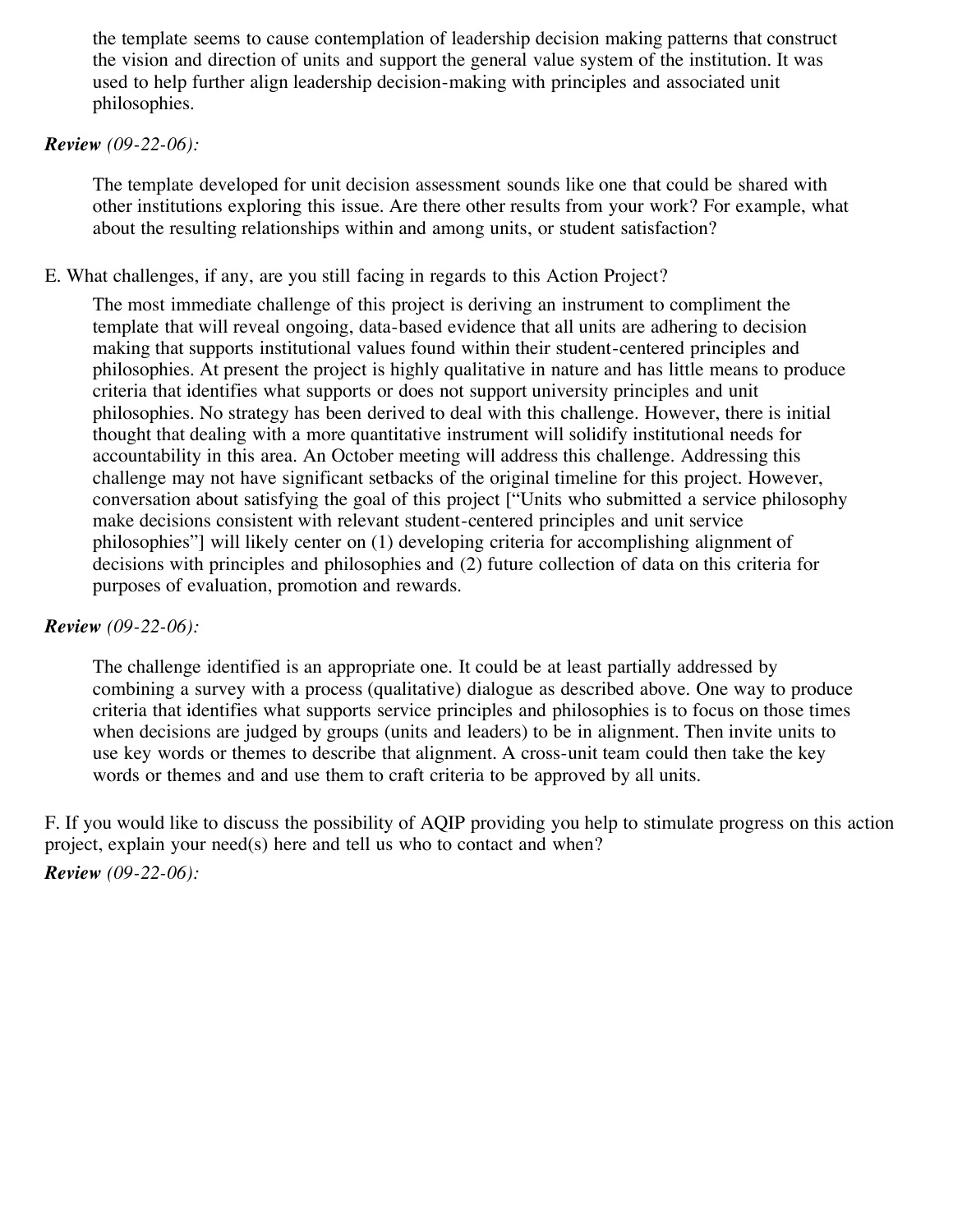the template seems to cause contemplation of leadership decision making patterns that construct the vision and direction of units and support the general value system of the institution. It was used to help further align leadership decision-making with principles and associated unit philosophies.

***Review*** *(09-22-06):*

The template developed for unit decision assessment sounds like one that could be shared with other institutions exploring this issue. Are there other results from your work? For example, what about the resulting relationships within and among units, or student satisfaction?

E. What challenges, if any, are you still facing in regards to this Action Project?

The most immediate challenge of this project is deriving an instrument to compliment the template that will reveal ongoing, data-based evidence that all units are adhering to decision making that supports institutional values found within their student-centered principles and philosophies. At present the project is highly qualitative in nature and has little means to produce criteria that identifies what supports or does not support university principles and unit philosophies. No strategy has been derived to deal with this challenge. However, there is initial thought that dealing with a more quantitative instrument will solidify institutional needs for accountability in this area. An October meeting will address this challenge. Addressing this challenge may not have significant setbacks of the original timeline for this project. However, conversation about satisfying the goal of this project ["Units who submitted a service philosophy make decisions consistent with relevant student-centered principles and unit service philosophies"] will likely center on (1) developing criteria for accomplishing alignment of decisions with principles and philosophies and (2) future collection of data on this criteria for purposes of evaluation, promotion and rewards.

***Review*** *(09-22-06):*

The challenge identified is an appropriate one. It could be at least partially addressed by combining a survey with a process (qualitative) dialogue as described above. One way to produce criteria that identifies what supports service principles and philosophies is to focus on those times when decisions are judged by groups (units and leaders) to be in alignment. Then invite units to use key words or themes to describe that alignment. A cross-unit team could then take the key words or themes and and use them to craft criteria to be approved by all units.

F. If you would like to discuss the possibility of AQIP providing you help to stimulate progress on this action project, explain your need(s) here and tell us who to contact and when?

***Review*** *(09-22-06):*